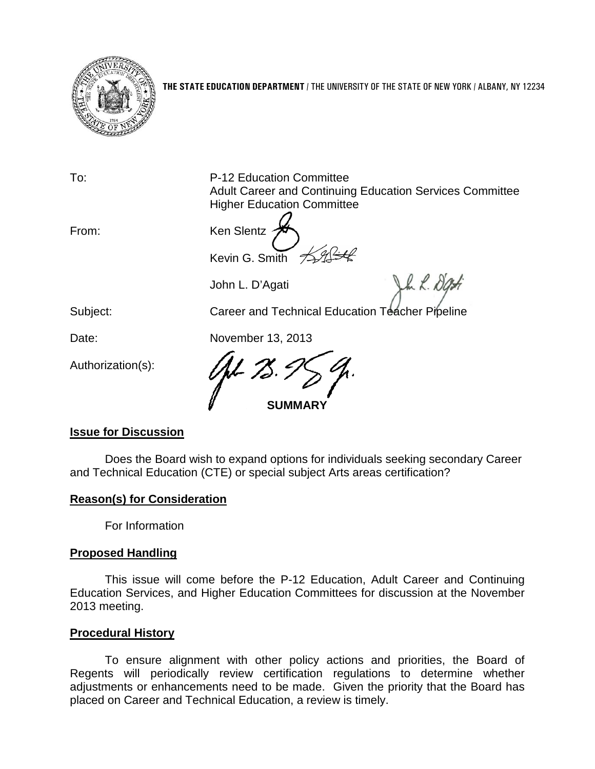**THE STATE EDUCATION DEPARTMENT** / THE UNIVERSITY OF THE STATE OF NEW YORK / ALBANY, NY 12234

To: P-12 Education Committee
Adult Career and Continuing Education Services Committee
Higher Education Committee

From: Ken Slentz
Kevin G. Smith
John L. D'Agati

Subject: Career and Technical Education Teacher Pipeline

Date: November 13, 2013

Authorization(s):

**SUMMARY**

## Issue for Discussion

Does the Board wish to expand options for individuals seeking secondary Career and Technical Education (CTE) or special subject Arts areas certification?

## Reason(s) for Consideration

For Information

## Proposed Handling

This issue will come before the P-12 Education, Adult Career and Continuing Education Services, and Higher Education Committees for discussion at the November 2013 meeting.

## Procedural History

To ensure alignment with other policy actions and priorities, the Board of Regents will periodically review certification regulations to determine whether adjustments or enhancements need to be made. Given the priority that the Board has placed on Career and Technical Education, a review is timely.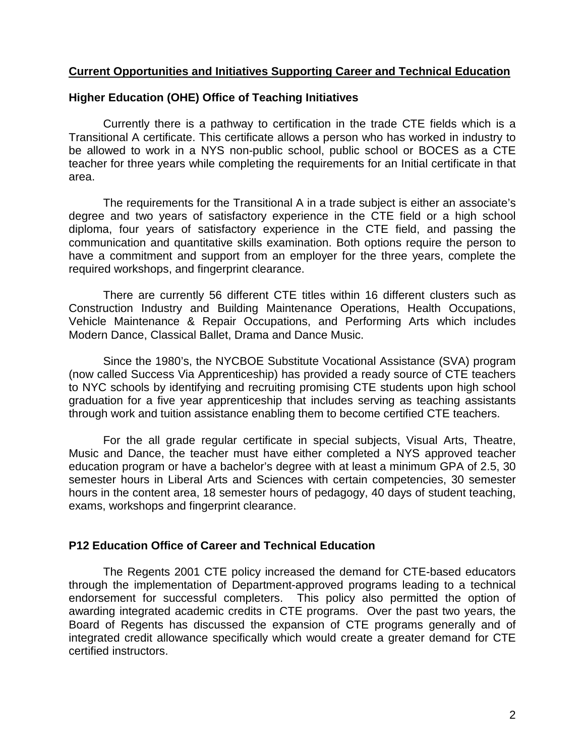## Current Opportunities and Initiatives Supporting Career and Technical Education

### Higher Education (OHE) Office of Teaching Initiatives

Currently there is a pathway to certification in the trade CTE fields which is a Transitional A certificate. This certificate allows a person who has worked in industry to be allowed to work in a NYS non-public school, public school or BOCES as a CTE teacher for three years while completing the requirements for an Initial certificate in that area.

The requirements for the Transitional A in a trade subject is either an associate's degree and two years of satisfactory experience in the CTE field or a high school diploma, four years of satisfactory experience in the CTE field, and passing the communication and quantitative skills examination. Both options require the person to have a commitment and support from an employer for the three years, complete the required workshops, and fingerprint clearance.

There are currently 56 different CTE titles within 16 different clusters such as Construction Industry and Building Maintenance Operations, Health Occupations, Vehicle Maintenance & Repair Occupations, and Performing Arts which includes Modern Dance, Classical Ballet, Drama and Dance Music.

Since the 1980's, the NYCBOE Substitute Vocational Assistance (SVA) program (now called Success Via Apprenticeship) has provided a ready source of CTE teachers to NYC schools by identifying and recruiting promising CTE students upon high school graduation for a five year apprenticeship that includes serving as teaching assistants through work and tuition assistance enabling them to become certified CTE teachers.

For the all grade regular certificate in special subjects, Visual Arts, Theatre, Music and Dance, the teacher must have either completed a NYS approved teacher education program or have a bachelor's degree with at least a minimum GPA of 2.5, 30 semester hours in Liberal Arts and Sciences with certain competencies, 30 semester hours in the content area, 18 semester hours of pedagogy, 40 days of student teaching, exams, workshops and fingerprint clearance.

### P12 Education Office of Career and Technical Education

The Regents 2001 CTE policy increased the demand for CTE-based educators through the implementation of Department-approved programs leading to a technical endorsement for successful completers. This policy also permitted the option of awarding integrated academic credits in CTE programs. Over the past two years, the Board of Regents has discussed the expansion of CTE programs generally and of integrated credit allowance specifically which would create a greater demand for CTE certified instructors.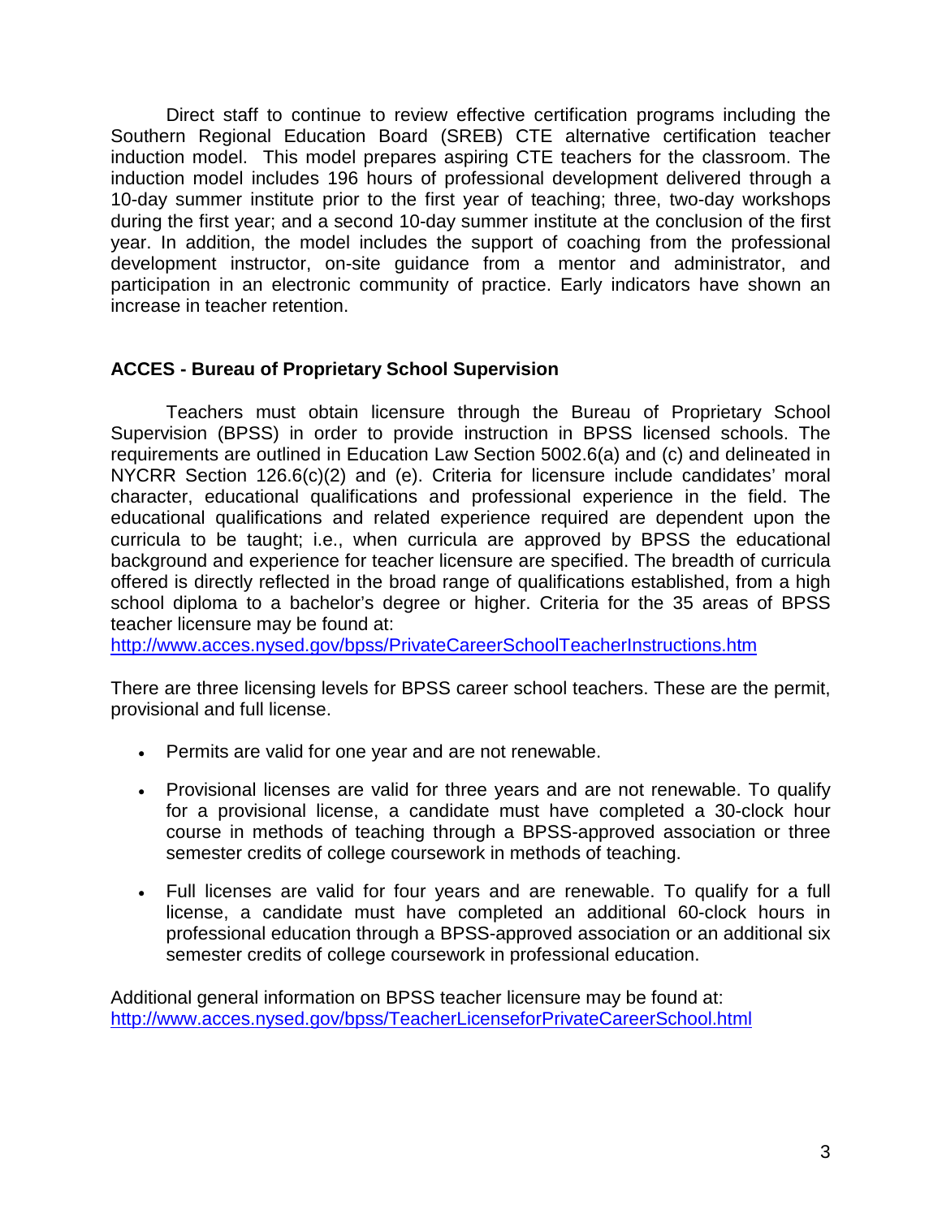Direct staff to continue to review effective certification programs including the Southern Regional Education Board (SREB) CTE alternative certification teacher induction model. This model prepares aspiring CTE teachers for the classroom. The induction model includes 196 hours of professional development delivered through a 10-day summer institute prior to the first year of teaching; three, two-day workshops during the first year; and a second 10-day summer institute at the conclusion of the first year. In addition, the model includes the support of coaching from the professional development instructor, on-site guidance from a mentor and administrator, and participation in an electronic community of practice. Early indicators have shown an increase in teacher retention.

**ACCES - Bureau of Proprietary School Supervision**

Teachers must obtain licensure through the Bureau of Proprietary School Supervision (BPSS) in order to provide instruction in BPSS licensed schools. The requirements are outlined in Education Law Section 5002.6(a) and (c) and delineated in NYCRR Section 126.6(c)(2) and (e). Criteria for licensure include candidates' moral character, educational qualifications and professional experience in the field. The educational qualifications and related experience required are dependent upon the curricula to be taught; i.e., when curricula are approved by BPSS the educational background and experience for teacher licensure are specified. The breadth of curricula offered is directly reflected in the broad range of qualifications established, from a high school diploma to a bachelor's degree or higher. Criteria for the 35 areas of BPSS teacher licensure may be found at:
http://www.acces.nysed.gov/bpss/PrivateCareerSchoolTeacherInstructions.htm

There are three licensing levels for BPSS career school teachers. These are the permit, provisional and full license.

- Permits are valid for one year and are not renewable.
- Provisional licenses are valid for three years and are not renewable. To qualify for a provisional license, a candidate must have completed a 30-clock hour course in methods of teaching through a BPSS-approved association or three semester credits of college coursework in methods of teaching.
- Full licenses are valid for four years and are renewable. To qualify for a full license, a candidate must have completed an additional 60-clock hours in professional education through a BPSS-approved association or an additional six semester credits of college coursework in professional education.

Additional general information on BPSS teacher licensure may be found at:
http://www.acces.nysed.gov/bpss/TeacherLicenseforPrivateCareerSchool.html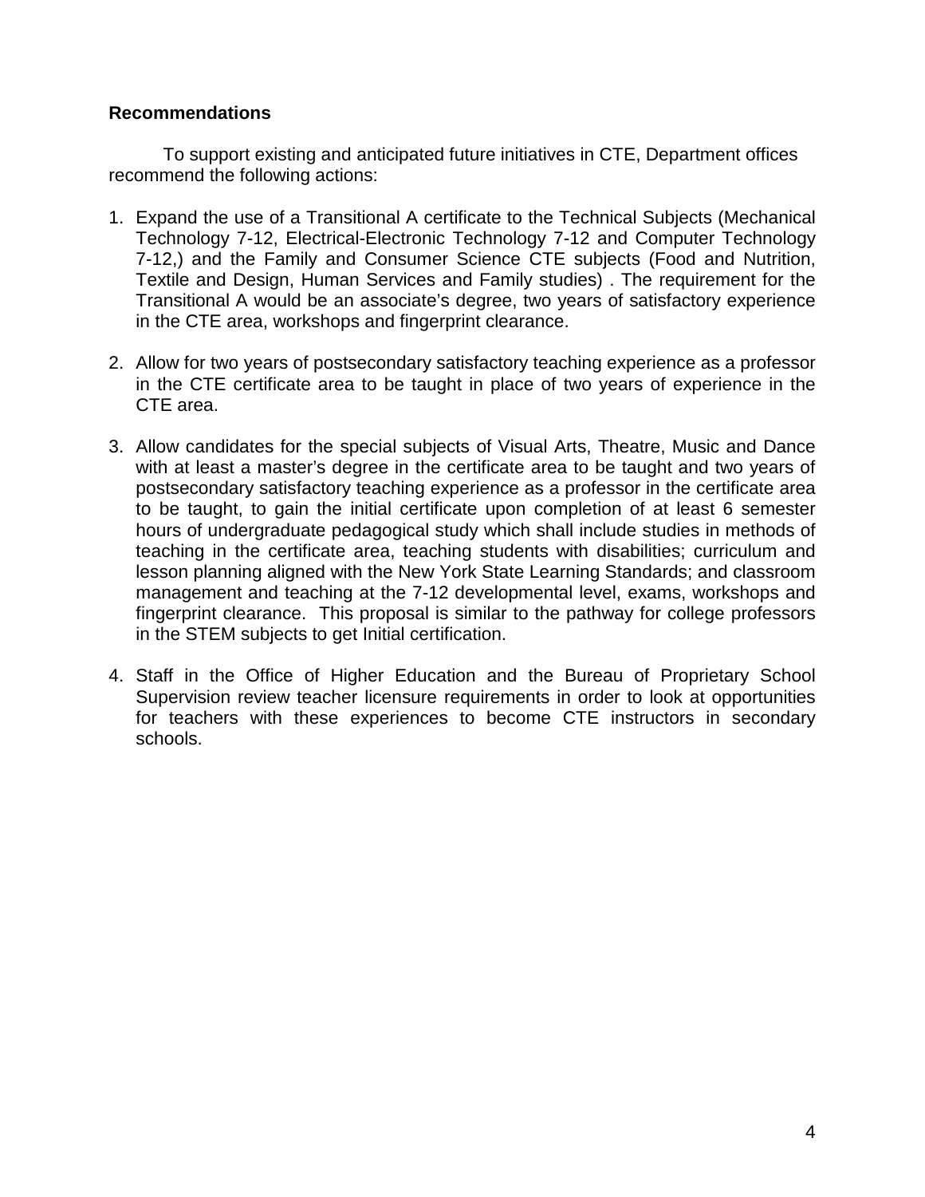**Recommendations**

To support existing and anticipated future initiatives in CTE, Department offices recommend the following actions:

1. Expand the use of a Transitional A certificate to the Technical Subjects (Mechanical Technology 7-12, Electrical-Electronic Technology 7-12 and Computer Technology 7-12,) and the Family and Consumer Science CTE subjects (Food and Nutrition, Textile and Design, Human Services and Family studies) . The requirement for the Transitional A would be an associate's degree, two years of satisfactory experience in the CTE area, workshops and fingerprint clearance.

2. Allow for two years of postsecondary satisfactory teaching experience as a professor in the CTE certificate area to be taught in place of two years of experience in the CTE area.

3. Allow candidates for the special subjects of Visual Arts, Theatre, Music and Dance with at least a master's degree in the certificate area to be taught and two years of postsecondary satisfactory teaching experience as a professor in the certificate area to be taught, to gain the initial certificate upon completion of at least 6 semester hours of undergraduate pedagogical study which shall include studies in methods of teaching in the certificate area, teaching students with disabilities; curriculum and lesson planning aligned with the New York State Learning Standards; and classroom management and teaching at the 7-12 developmental level, exams, workshops and fingerprint clearance. This proposal is similar to the pathway for college professors in the STEM subjects to get Initial certification.

4. Staff in the Office of Higher Education and the Bureau of Proprietary School Supervision review teacher licensure requirements in order to look at opportunities for teachers with these experiences to become CTE instructors in secondary schools.